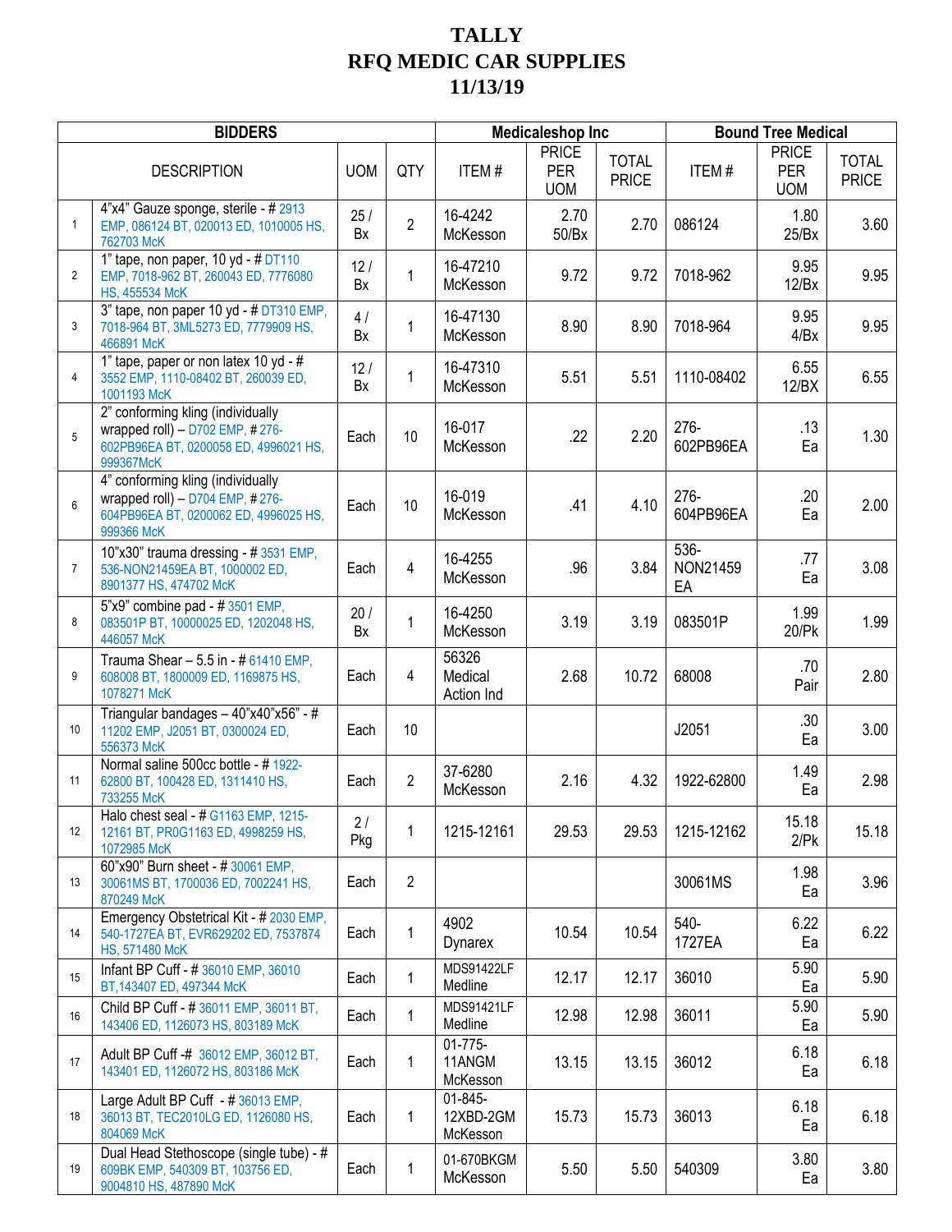# TALLY
# RFQ MEDIC CAR SUPPLIES
# 11/13/19

| BIDDERS | | | | Medicaleshop Inc | | | Bound Tree Medical | | |
|---|---|---|---|---|---|---|---|---|---|
| | DESCRIPTION | UOM | QTY | ITEM # | PRICE PER UOM | TOTAL PRICE | ITEM # | PRICE PER UOM | TOTAL PRICE |
| 1 | 4"x4" Gauze sponge, sterile - # 2913 EMP, 086124 BT, 020013 ED, 1010005 HS, 762703 McK | 25 / Bx | 2 | 16-4242 McKesson | 2.70 50/Bx | 2.70 | 086124 | 1.80 25/Bx | 3.60 |
| 2 | 1" tape, non paper, 10 yd - # DT110 EMP, 7018-962 BT, 260043 ED, 7776080 HS, 455534 McK | 12 / Bx | 1 | 16-47210 McKesson | 9.72 | 9.72 | 7018-962 | 9.95 12/Bx | 9.95 |
| 3 | 3" tape, non paper 10 yd - # DT310 EMP, 7018-964 BT, 3ML5273 ED, 7779909 HS, 466891 McK | 4 / Bx | 1 | 16-47130 McKesson | 8.90 | 8.90 | 7018-964 | 9.95 4/Bx | 9.95 |
| 4 | 1" tape, paper or non latex 10 yd - # 3552 EMP, 1110-08402 BT, 260039 ED, 1001193 McK | 12 / Bx | 1 | 16-47310 McKesson | 5.51 | 5.51 | 1110-08402 | 6.55 12/BX | 6.55 |
| 5 | 2" conforming kling (individually wrapped roll) – D702 EMP, # 276-602PB96EA BT, 0200058 ED, 4996021 HS, 999367McK | Each | 10 | 16-017 McKesson | .22 | 2.20 | 276-602PB96EA | .13 Ea | 1.30 |
| 6 | 4" conforming kling (individually wrapped roll) – D704 EMP, # 276-604PB96EA BT, 0200062 ED, 4996025 HS, 999366 McK | Each | 10 | 16-019 McKesson | .41 | 4.10 | 276-604PB96EA | .20 Ea | 2.00 |
| 7 | 10"x30" trauma dressing - # 3531 EMP, 536-NON21459EA BT, 1000002 ED, 8901377 HS, 474702 McK | Each | 4 | 16-4255 McKesson | .96 | 3.84 | 536-NON21459 EA | .77 Ea | 3.08 |
| 8 | 5"x9" combine pad - # 3501 EMP, 083501P BT, 10000025 ED, 1202048 HS, 446057 McK | 20 / Bx | 1 | 16-4250 McKesson | 3.19 | 3.19 | 083501P | 1.99 20/Pk | 1.99 |
| 9 | Trauma Shear – 5.5 in - # 61410 EMP, 608008 BT, 1800009 ED, 1169875 HS, 1078271 McK | Each | 4 | 56326 Medical Action Ind | 2.68 | 10.72 | 68008 | .70 Pair | 2.80 |
| 10 | Triangular bandages – 40"x40"x56" - # 11202 EMP, J2051 BT, 0300024 ED, 556373 McK | Each | 10 | | | | J2051 | .30 Ea | 3.00 |
| 11 | Normal saline 500cc bottle - # 1922-62800 BT, 100428 ED, 1311410 HS, 733255 McK | Each | 2 | 37-6280 McKesson | 2.16 | 4.32 | 1922-62800 | 1.49 Ea | 2.98 |
| 12 | Halo chest seal - # G1163 EMP, 1215-12161 BT, PR0G1163 ED, 4998259 HS, 1072985 McK | 2 / Pkg | 1 | 1215-12161 | 29.53 | 29.53 | 1215-12162 | 15.18 2/Pk | 15.18 |
| 13 | 60"x90" Burn sheet - # 30061 EMP, 30061MS BT, 1700036 ED, 7002241 HS, 870249 McK | Each | 2 | | | | 30061MS | 1.98 Ea | 3.96 |
| 14 | Emergency Obstetrical Kit - # 2030 EMP, 540-1727EA BT, EVR629202 ED, 7537874 HS, 571480 McK | Each | 1 | 4902 Dynarex | 10.54 | 10.54 | 540-1727EA | 6.22 Ea | 6.22 |
| 15 | Infant BP Cuff - # 36010 EMP, 36010 BT,143407 ED, 497344 McK | Each | 1 | MDS91422LF Medline | 12.17 | 12.17 | 36010 | 5.90 Ea | 5.90 |
| 16 | Child BP Cuff - # 36011 EMP, 36011 BT, 143406 ED, 1126073 HS, 803189 McK | Each | 1 | MDS91421LF Medline | 12.98 | 12.98 | 36011 | 5.90 Ea | 5.90 |
| 17 | Adult BP Cuff -# 36012 EMP, 36012 BT, 143401 ED, 1126072 HS, 803186 McK | Each | 1 | 01-775-11ANGM McKesson | 13.15 | 13.15 | 36012 | 6.18 Ea | 6.18 |
| 18 | Large Adult BP Cuff - # 36013 EMP, 36013 BT, TEC2010LG ED, 1126080 HS, 804069 McK | Each | 1 | 01-845-12XBD-2GM McKesson | 15.73 | 15.73 | 36013 | 6.18 Ea | 6.18 |
| 19 | Dual Head Stethoscope (single tube) - # 609BK EMP, 540309 BT, 103756 ED, 9004810 HS, 487890 McK | Each | 1 | 01-670BKGM McKesson | 5.50 | 5.50 | 540309 | 3.80 Ea | 3.80 |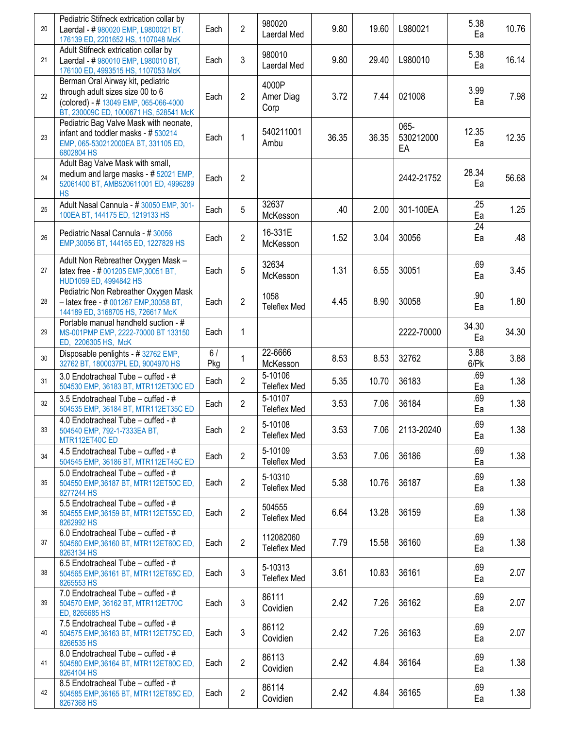| | | | | | | | | | |
|---|---|---|---|---|---|---|---|---|---|
| 20 | Pediatric Stifneck extrication collar by Laerdal - # 980020 EMP, L9800021 BT. 176139 ED, 2201652 HS, 1107048 McK | Each | 2 | 980020 Laerdal Med | 9.80 | 19.60 | L980021 | 5.38 Ea | 10.76 |
| 21 | Adult Stifneck extrication collar by Laerdal - # 980010 EMP, L980010 BT, 176100 ED, 4993515 HS, 1107053 McK | Each | 3 | 980010 Laerdal Med | 9.80 | 29.40 | L980010 | 5.38 Ea | 16.14 |
| 22 | Berman Oral Airway kit, pediatric through adult sizes size 00 to 6 (colored) - # 13049 EMP, 065-066-4000 BT, 230009C ED, 1000671 HS, 528541 McK | Each | 2 | 4000P Amer Diag Corp | 3.72 | 7.44 | 021008 | 3.99 Ea | 7.98 |
| 23 | Pediatric Bag Valve Mask with neonate, infant and toddler masks - # 530214 EMP, 065-530212000EA BT, 331105 ED, 6802804 HS | Each | 1 | 540211001 Ambu | 36.35 | 36.35 | 065-530212000 EA | 12.35 Ea | 12.35 |
| 24 | Adult Bag Valve Mask with small, medium and large masks - # 52021 EMP, 52061400 BT, AMB520611001 ED, 4996289 HS | Each | 2 | | | | 2442-21752 | 28.34 Ea | 56.68 |
| 25 | Adult Nasal Cannula - # 30050 EMP, 301-100EA BT, 144175 ED, 1219133 HS | Each | 5 | 32637 McKesson | .40 | 2.00 | 301-100EA | .25 Ea | 1.25 |
| 26 | Pediatric Nasal Cannula - # 30056 EMP,30056 BT, 144165 ED, 1227829 HS | Each | 2 | 16-331E McKesson | 1.52 | 3.04 | 30056 | .24 Ea | .48 |
| 27 | Adult Non Rebreather Oxygen Mask – latex free - # 001205 EMP,30051 BT, HUD1059 ED, 4994842 HS | Each | 5 | 32634 McKesson | 1.31 | 6.55 | 30051 | .69 Ea | 3.45 |
| 28 | Pediatric Non Rebreather Oxygen Mask – latex free - # 001267 EMP,30058 BT, 144189 ED, 3168705 HS, 726617 McK | Each | 2 | 1058 Teleflex Med | 4.45 | 8.90 | 30058 | .90 Ea | 1.80 |
| 29 | Portable manual handheld suction - # MS-001PMP EMP, 2222-70000 BT 133150 ED, 2206305 HS, McK | Each | 1 | | | | 2222-70000 | 34.30 Ea | 34.30 |
| 30 | Disposable penlights - # 32762 EMP, 32762 BT, 1800037PL ED, 9004970 HS | 6 / Pkg | 1 | 22-6666 McKesson | 8.53 | 8.53 | 32762 | 3.88 6/Pk | 3.88 |
| 31 | 3.0 Endotracheal Tube – cuffed - # 504530 EMP, 36183 BT, MTR112ET30C ED | Each | 2 | 5-10106 Teleflex Med | 5.35 | 10.70 | 36183 | .69 Ea | 1.38 |
| 32 | 3.5 Endotracheal Tube – cuffed - # 504535 EMP, 36184 BT, MTR112ET35C ED | Each | 2 | 5-10107 Teleflex Med | 3.53 | 7.06 | 36184 | .69 Ea | 1.38 |
| 33 | 4.0 Endotracheal Tube – cuffed - # 504540 EMP, 792-1-7333EA BT, MTR112ET40C ED | Each | 2 | 5-10108 Teleflex Med | 3.53 | 7.06 | 2113-20240 | .69 Ea | 1.38 |
| 34 | 4.5 Endotracheal Tube – cuffed - # 504545 EMP, 36186 BT, MTR112ET45C ED | Each | 2 | 5-10109 Teleflex Med | 3.53 | 7.06 | 36186 | .69 Ea | 1.38 |
| 35 | 5.0 Endotracheal Tube – cuffed - # 504550 EMP,36187 BT, MTR112ET50C ED, 8277244 HS | Each | 2 | 5-10310 Teleflex Med | 5.38 | 10.76 | 36187 | .69 Ea | 1.38 |
| 36 | 5.5 Endotracheal Tube – cuffed - # 504555 EMP,36159 BT, MTR112ET55C ED, 8262992 HS | Each | 2 | 504555 Teleflex Med | 6.64 | 13.28 | 36159 | .69 Ea | 1.38 |
| 37 | 6.0 Endotracheal Tube – cuffed - # 504560 EMP,36160 BT, MTR112ET60C ED, 8263134 HS | Each | 2 | 112082060 Teleflex Med | 7.79 | 15.58 | 36160 | .69 Ea | 1.38 |
| 38 | 6.5 Endotracheal Tube – cuffed - # 504565 EMP,36161 BT, MTR112ET65C ED, 8265553 HS | Each | 3 | 5-10313 Teleflex Med | 3.61 | 10.83 | 36161 | .69 Ea | 2.07 |
| 39 | 7.0 Endotracheal Tube – cuffed - # 504570 EMP, 36162 BT, MTR112ET70C ED, 8265685 HS | Each | 3 | 86111 Covidien | 2.42 | 7.26 | 36162 | .69 Ea | 2.07 |
| 40 | 7.5 Endotracheal Tube – cuffed - # 504575 EMP,36163 BT, MTR112ET75C ED, 8266535 HS | Each | 3 | 86112 Covidien | 2.42 | 7.26 | 36163 | .69 Ea | 2.07 |
| 41 | 8.0 Endotracheal Tube – cuffed - # 504580 EMP,36164 BT, MTR112ET80C ED, 8264104 HS | Each | 2 | 86113 Covidien | 2.42 | 4.84 | 36164 | .69 Ea | 1.38 |
| 42 | 8.5 Endotracheal Tube – cuffed - # 504585 EMP,36165 BT, MTR112ET85C ED, 8267368 HS | Each | 2 | 86114 Covidien | 2.42 | 4.84 | 36165 | .69 Ea | 1.38 |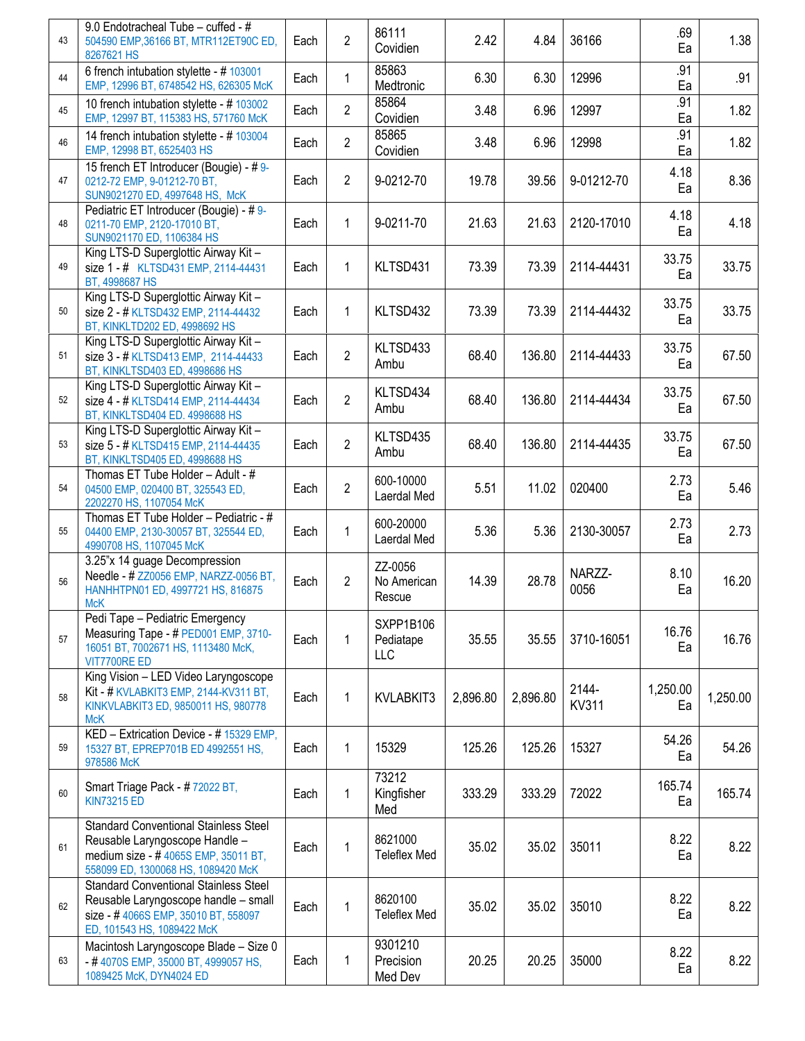| 43 | 9.0 Endotracheal Tube – cuffed - # 504590 EMP,36166 BT, MTR112ET90C ED, 8267621 HS | Each | 2 | 86111 Covidien | 2.42 | 4.84 | 36166 | .69 Ea | 1.38 |
|---|---|---|---|---|---|---|---|---|---|
| 44 | 6 french intubation stylette - # 103001 EMP, 12996 BT, 6748542 HS, 626305 McK | Each | 1 | 85863 Medtronic | 6.30 | 6.30 | 12996 | .91 Ea | .91 |
| 45 | 10 french intubation stylette - # 103002 EMP, 12997 BT, 115383 HS, 571760 McK | Each | 2 | 85864 Covidien | 3.48 | 6.96 | 12997 | .91 Ea | 1.82 |
| 46 | 14 french intubation stylette - # 103004 EMP, 12998 BT, 6525403 HS | Each | 2 | 85865 Covidien | 3.48 | 6.96 | 12998 | .91 Ea | 1.82 |
| 47 | 15 french ET Introducer (Bougie) - # 9-0212-72 EMP, 9-01212-70 BT, SUN9021270 ED, 4997648 HS, McK | Each | 2 | 9-0212-70 | 19.78 | 39.56 | 9-01212-70 | 4.18 Ea | 8.36 |
| 48 | Pediatric ET Introducer (Bougie) - # 9-0211-70 EMP, 2120-17010 BT, SUN9021170 ED, 1106384 HS | Each | 1 | 9-0211-70 | 21.63 | 21.63 | 2120-17010 | 4.18 Ea | 4.18 |
| 49 | King LTS-D Superglottic Airway Kit – size 1 - # KLTSD431 EMP, 2114-44431 BT, 4998687 HS | Each | 1 | KLTSD431 | 73.39 | 73.39 | 2114-44431 | 33.75 Ea | 33.75 |
| 50 | King LTS-D Superglottic Airway Kit – size 2 - # KLTSD432 EMP, 2114-44432 BT, KINKLTD202 ED, 4998692 HS | Each | 1 | KLTSD432 | 73.39 | 73.39 | 2114-44432 | 33.75 Ea | 33.75 |
| 51 | King LTS-D Superglottic Airway Kit – size 3 - # KLTSD413 EMP, 2114-44433 BT, KINKLTSD403 ED, 4998686 HS | Each | 2 | KLTSD433 Ambu | 68.40 | 136.80 | 2114-44433 | 33.75 Ea | 67.50 |
| 52 | King LTS-D Superglottic Airway Kit – size 4 - # KLTSD414 EMP, 2114-44434 BT, KINKLTSD404 ED. 4998688 HS | Each | 2 | KLTSD434 Ambu | 68.40 | 136.80 | 2114-44434 | 33.75 Ea | 67.50 |
| 53 | King LTS-D Superglottic Airway Kit – size 5 - # KLTSD415 EMP, 2114-44435 BT, KINKLTSD405 ED, 4998688 HS | Each | 2 | KLTSD435 Ambu | 68.40 | 136.80 | 2114-44435 | 33.75 Ea | 67.50 |
| 54 | Thomas ET Tube Holder – Adult - # 04500 EMP, 020400 BT, 325543 ED, 2202270 HS, 1107054 McK | Each | 2 | 600-10000 Laerdal Med | 5.51 | 11.02 | 020400 | 2.73 Ea | 5.46 |
| 55 | Thomas ET Tube Holder – Pediatric - # 04400 EMP, 2130-30057 BT, 325544 ED, 4990708 HS, 1107045 McK | Each | 1 | 600-20000 Laerdal Med | 5.36 | 5.36 | 2130-30057 | 2.73 Ea | 2.73 |
| 56 | 3.25"x 14 guage Decompression Needle - # ZZ0056 EMP, NARZZ-0056 BT, HANHHTPN01 ED, 4997721 HS, 816875 McK | Each | 2 | ZZ-0056 No American Rescue | 14.39 | 28.78 | NARZZ-0056 | 8.10 Ea | 16.20 |
| 57 | Pedi Tape – Pediatric Emergency Measuring Tape - # PED001 EMP, 3710-16051 BT, 7002671 HS, 1113480 McK, VIT7700RE ED | Each | 1 | SXPP1B106 Pediatape LLC | 35.55 | 35.55 | 3710-16051 | 16.76 Ea | 16.76 |
| 58 | King Vision – LED Video Laryngoscope Kit - # KVLABKIT3 EMP, 2144-KV311 BT, KINKVLABKIT3 ED, 9850011 HS, 980778 McK | Each | 1 | KVLABKIT3 | 2,896.80 | 2,896.80 | 2144-KV311 | 1,250.00 Ea | 1,250.00 |
| 59 | KED – Extrication Device - # 15329 EMP, 15327 BT, EPREP701B ED 4992551 HS, 978586 McK | Each | 1 | 15329 | 125.26 | 125.26 | 15327 | 54.26 Ea | 54.26 |
| 60 | Smart Triage Pack - # 72022 BT, KIN73215 ED | Each | 1 | 73212 Kingfisher Med | 333.29 | 333.29 | 72022 | 165.74 Ea | 165.74 |
| 61 | Standard Conventional Stainless Steel Reusable Laryngoscope Handle – medium size - # 4065S EMP, 35011 BT, 558099 ED, 1300068 HS, 1089420 McK | Each | 1 | 8621000 Teleflex Med | 35.02 | 35.02 | 35011 | 8.22 Ea | 8.22 |
| 62 | Standard Conventional Stainless Steel Reusable Laryngoscope handle – small size - # 4066S EMP, 35010 BT, 558097 ED, 101543 HS, 1089422 McK | Each | 1 | 8620100 Teleflex Med | 35.02 | 35.02 | 35010 | 8.22 Ea | 8.22 |
| 63 | Macintosh Laryngoscope Blade – Size 0 - # 4070S EMP, 35000 BT, 4999057 HS, 1089425 McK, DYN4024 ED | Each | 1 | 9301210 Precision Med Dev | 20.25 | 20.25 | 35000 | 8.22 Ea | 8.22 |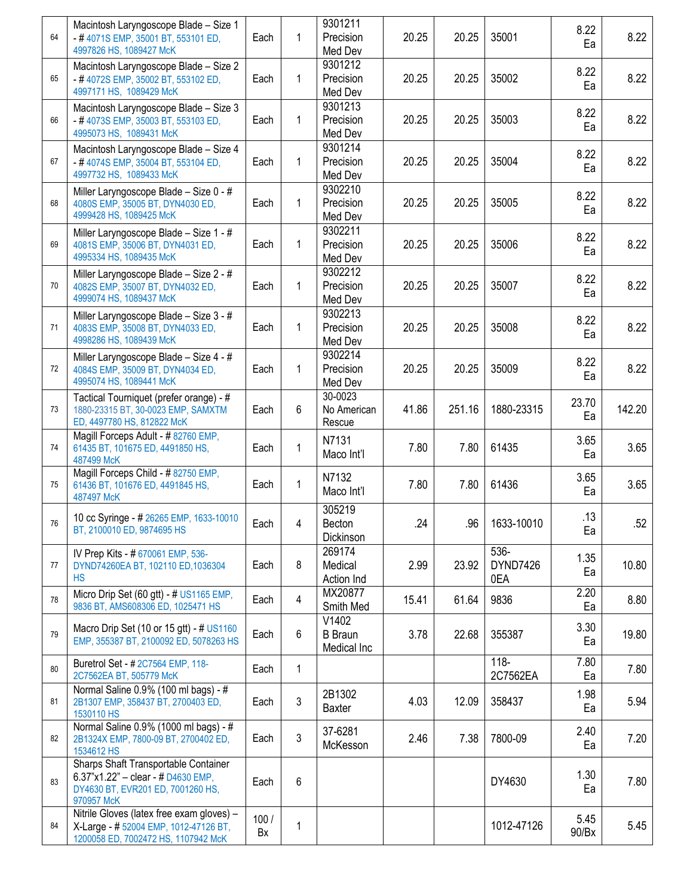| | | | | | | | | | |
|---|---|---|---|---|---|---|---|---|---|
| 64 | Macintosh Laryngoscope Blade – Size 1 - # 4071S EMP, 35001 BT, 553101 ED, 4997826 HS, 1089427 McK | Each | 1 | 9301211 Precision Med Dev | 20.25 | 20.25 | 35001 | 8.22 Ea | 8.22 |
| 65 | Macintosh Laryngoscope Blade – Size 2 - # 4072S EMP, 35002 BT, 553102 ED, 4997171 HS, 1089429 McK | Each | 1 | 9301212 Precision Med Dev | 20.25 | 20.25 | 35002 | 8.22 Ea | 8.22 |
| 66 | Macintosh Laryngoscope Blade – Size 3 - # 4073S EMP, 35003 BT, 553103 ED, 4995073 HS, 1089431 McK | Each | 1 | 9301213 Precision Med Dev | 20.25 | 20.25 | 35003 | 8.22 Ea | 8.22 |
| 67 | Macintosh Laryngoscope Blade – Size 4 - # 4074S EMP, 35004 BT, 553104 ED, 4997732 HS, 1089433 McK | Each | 1 | 9301214 Precision Med Dev | 20.25 | 20.25 | 35004 | 8.22 Ea | 8.22 |
| 68 | Miller Laryngoscope Blade – Size 0 - # 4080S EMP, 35005 BT, DYN4030 ED, 4999428 HS, 1089425 McK | Each | 1 | 9302210 Precision Med Dev | 20.25 | 20.25 | 35005 | 8.22 Ea | 8.22 |
| 69 | Miller Laryngoscope Blade – Size 1 - # 4081S EMP, 35006 BT, DYN4031 ED, 4995334 HS, 1089435 McK | Each | 1 | 9302211 Precision Med Dev | 20.25 | 20.25 | 35006 | 8.22 Ea | 8.22 |
| 70 | Miller Laryngoscope Blade – Size 2 - # 4082S EMP, 35007 BT, DYN4032 ED, 4999074 HS, 1089437 McK | Each | 1 | 9302212 Precision Med Dev | 20.25 | 20.25 | 35007 | 8.22 Ea | 8.22 |
| 71 | Miller Laryngoscope Blade – Size 3 - # 4083S EMP, 35008 BT, DYN4033 ED, 4998286 HS, 1089439 McK | Each | 1 | 9302213 Precision Med Dev | 20.25 | 20.25 | 35008 | 8.22 Ea | 8.22 |
| 72 | Miller Laryngoscope Blade – Size 4 - # 4084S EMP, 35009 BT, DYN4034 ED, 4995074 HS, 1089441 McK | Each | 1 | 9302214 Precision Med Dev | 20.25 | 20.25 | 35009 | 8.22 Ea | 8.22 |
| 73 | Tactical Tourniquet (prefer orange) - # 1880-23315 BT, 30-0023 EMP, SAMXTM ED, 4497780 HS, 812822 McK | Each | 6 | 30-0023 No American Rescue | 41.86 | 251.16 | 1880-23315 | 23.70 Ea | 142.20 |
| 74 | Magill Forceps Adult - # 82760 EMP, 61435 BT, 101675 ED, 4491850 HS, 487499 McK | Each | 1 | N7131 Maco Int'l | 7.80 | 7.80 | 61435 | 3.65 Ea | 3.65 |
| 75 | Magill Forceps Child - # 82750 EMP, 61436 BT, 101676 ED, 4491845 HS, 487497 McK | Each | 1 | N7132 Maco Int'l | 7.80 | 7.80 | 61436 | 3.65 Ea | 3.65 |
| 76 | 10 cc Syringe - # 26265 EMP, 1633-10010 BT, 2100010 ED, 9874695 HS | Each | 4 | 305219 Becton Dickinson | .24 | .96 | 1633-10010 | .13 Ea | .52 |
| 77 | IV Prep Kits - # 670061 EMP, 536-DYND74260EA BT, 102110 ED,1036304 HS | Each | 8 | 269174 Medical Action Ind | 2.99 | 23.92 | 536-DYND7426 0EA | 1.35 Ea | 10.80 |
| 78 | Micro Drip Set (60 gtt) - # US1165 EMP, 9836 BT, AMS608306 ED, 1025471 HS | Each | 4 | MX20877 Smith Med | 15.41 | 61.64 | 9836 | 2.20 Ea | 8.80 |
| 79 | Macro Drip Set (10 or 15 gtt) - # US1160 EMP, 355387 BT, 2100092 ED, 5078263 HS | Each | 6 | V1402 B Braun Medical Inc | 3.78 | 22.68 | 355387 | 3.30 Ea | 19.80 |
| 80 | Buretrol Set - # 2C7564 EMP, 118-2C7562EA BT, 505779 McK | Each | 1 | | | | 118-2C7562EA | 7.80 Ea | 7.80 |
| 81 | Normal Saline 0.9% (100 ml bags) - # 2B1307 EMP, 358437 BT, 2700403 ED, 1530110 HS | Each | 3 | 2B1302 Baxter | 4.03 | 12.09 | 358437 | 1.98 Ea | 5.94 |
| 82 | Normal Saline 0.9% (1000 ml bags) - # 2B1324X EMP, 7800-09 BT, 2700402 ED, 1534612 HS | Each | 3 | 37-6281 McKesson | 2.46 | 7.38 | 7800-09 | 2.40 Ea | 7.20 |
| 83 | Sharps Shaft Transportable Container 6.37"x1.22" – clear - # D4630 EMP, DY4630 BT, EVR201 ED, 7001260 HS, 970957 McK | Each | 6 | | | | DY4630 | 1.30 Ea | 7.80 |
| 84 | Nitrile Gloves (latex free exam gloves) – X-Large - # 52004 EMP, 1012-47126 BT, 1200058 ED, 7002472 HS, 1107942 McK | 100 / Bx | 1 | | | | 1012-47126 | 5.45 90/Bx | 5.45 |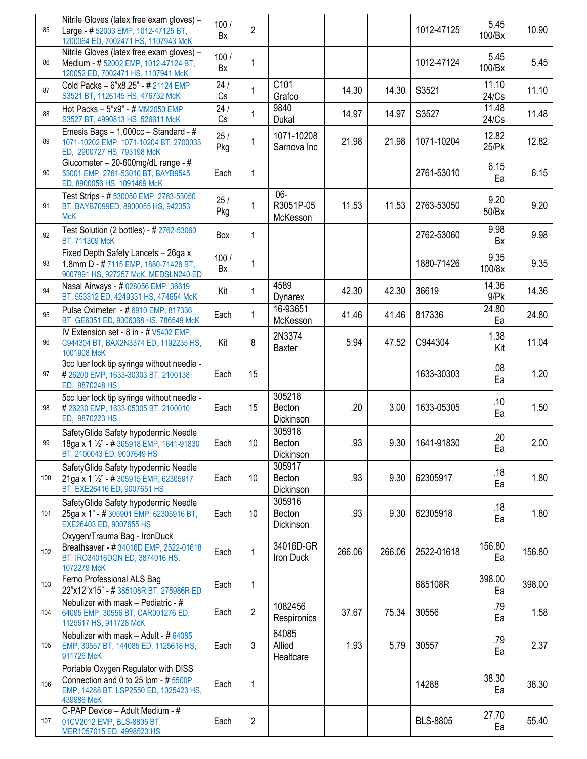| | | | | | | | | | |
|---|---|---|---|---|---|---|---|---|---|
| 85 | Nitrile Gloves (latex free exam gloves) – Large - # 52003 EMP, 1012-47125 BT, 1200064 ED, 7002471 HS, 1107943 McK | 100 / Bx | 2 | | | | 1012-47125 | 5.45 100/Bx | 10.90 |
| 86 | Nitrile Gloves (latex free exam gloves) – Medium - # 52002 EMP, 1012-47124 BT, 120052 ED, 7002471 HS, 1107941 McK | 100 / Bx | 1 | | | | 1012-47124 | 5.45 100/Bx | 5.45 |
| 87 | Cold Packs – 6"x8.25" - # 21124 EMP S3521 BT, 1126145 HS, 476732 McK | 24 / Cs | 1 | C101 Grafco | 14.30 | 14.30 | S3521 | 11.10 24/Cs | 11.10 |
| 88 | Hot Packs – 5"x9" - # MM2050 EMP S3527 BT, 4990813 HS, 526611 McK | 24 / Cs | 1 | 9840 Dukal | 14.97 | 14.97 | S3527 | 11.48 24/Cs | 11.48 |
| 89 | Emesis Bags – 1,000cc – Standard - # 1071-10202 EMP, 1071-10204 BT, 2700033 ED, 2900727 HS, 793198 McK | 25 / Pkg | 1 | 1071-10208 Sarnova Inc | 21.98 | 21.98 | 1071-10204 | 12.82 25/Pk | 12.82 |
| 90 | Glucometer – 20-600mg/dL range - # 53001 EMP, 2761-53010 BT, BAYB9545 ED, 8900056 HS, 1091469 McK | Each | 1 | | | | 2761-53010 | 6.15 Ea | 6.15 |
| 91 | Test Strips - # 530050 EMP, 2763-53050 BT, BAYB7099ED, 8900055 HS, 942353 McK | 25 / Pkg | 1 | 06-R3051P-05 McKesson | 11.53 | 11.53 | 2763-53050 | 9.20 50/Bx | 9.20 |
| 92 | Test Solution (2 bottles) - # 2762-53060 BT, 711309 McK | Box | 1 | | | | 2762-53060 | 9.98 Bx | 9.98 |
| 93 | Fixed Depth Safety Lancets – 26ga x 1.8mm D - # 7115 EMP, 1880-71426 BT, 9007991 HS, 927257 McK, MEDSLN240 ED | 100 / Bx | 1 | | | | 1880-71426 | 9.35 100/8x | 9.35 |
| 94 | Nasal Airways - # 028056 EMP, 36619 BT, 553312 ED, 4249331 HS, 474654 McK | Kit | 1 | 4589 Dynarex | 42.30 | 42.30 | 36619 | 14.36 9/Pk | 14.36 |
| 95 | Pulse Oximeter - # 6910 EMP, 817336 BT, GE6051 ED, 9006368 HS, 786549 McK | Each | 1 | 16-93651 McKesson | 41.46 | 41.46 | 817336 | 24.80 Ea | 24.80 |
| 96 | IV Extension set - 8 in - # V5402 EMP, C944304 BT, BAX2N3374 ED, 1192235 HS, 1001908 McK | Kit | 8 | 2N3374 Baxter | 5.94 | 47.52 | C944304 | 1.38 Kit | 11.04 |
| 97 | 3cc luer lock tip syringe without needle - # 26200 EMP, 1633-30303 BT, 2100138 ED, 9870248 HS | Each | 15 | | | | 1633-30303 | .08 Ea | 1.20 |
| 98 | 5cc luer lock tip syringe without needle - # 26230 EMP, 1633-05305 BT, 2100010 ED, 9870223 HS | Each | 15 | 305218 Becton Dickinson | .20 | 3.00 | 1633-05305 | .10 Ea | 1.50 |
| 99 | SafetyGlide Safety hypodermic Needle 18ga x 1 ½" - # 305918 EMP, 1641-91830 BT, 2100043 ED, 9007649 HS | Each | 10 | 305918 Becton Dickinson | .93 | 9.30 | 1641-91830 | .20 Ea | 2.00 |
| 100 | SafetyGlide Safety hypodermic Needle 21ga x 1 ½" - # 305915 EMP, 62305917 BT, EXE26416 ED, 9007651 HS | Each | 10 | 305917 Becton Dickinson | .93 | 9.30 | 62305917 | .18 Ea | 1.80 |
| 101 | SafetyGlide Safety hypodermic Needle 25ga x 1" - # 305901 EMP, 62305916 BT, EXE26403 ED, 9007655 HS | Each | 10 | 305916 Becton Dickinson | .93 | 9.30 | 62305918 | .18 Ea | 1.80 |
| 102 | Oxygen/Trauma Bag - IronDuck Breathsaver - # 34016D EMP, 2522-01618 BT, IRO34016DGN ED, 3874016 HS, 1072279 McK | Each | 1 | 34016D-GR Iron Duck | 266.06 | 266.06 | 2522-01618 | 156.80 Ea | 156.80 |
| 103 | Ferno Professional ALS Bag 22"x12"x15" - # 385108R BT, 275986R ED | Each | 1 | | | | 685108R | 398.00 Ea | 398.00 |
| 104 | Nebulizer with mask – Pediatric - # 64095 EMP, 30556 BT, CAR001276 ED, 1125617 HS, 911728 McK | Each | 2 | 1082456 Respironics | 37.67 | 75.34 | 30556 | .79 Ea | 1.58 |
| 105 | Nebulizer with mask – Adult - # 64085 EMP, 30557 BT, 144085 ED, 1125618 HS, 911726 McK | Each | 3 | 64085 Allied Healtcare | 1.93 | 5.79 | 30557 | .79 Ea | 2.37 |
| 106 | Portable Oxygen Regulator with DISS Connection and 0 to 25 lpm - # 5500P EMP, 14288 BT, LSP2550 ED, 1025423 HS, 439986 McK | Each | 1 | | | | 14288 | 38.30 Ea | 38.30 |
| 107 | C-PAP Device – Adult Medium - # 01CV2012 EMP, BLS-8805 BT, MER1057015 ED, 4998523 HS | Each | 2 | | | | BLS-8805 | 27.70 Ea | 55.40 |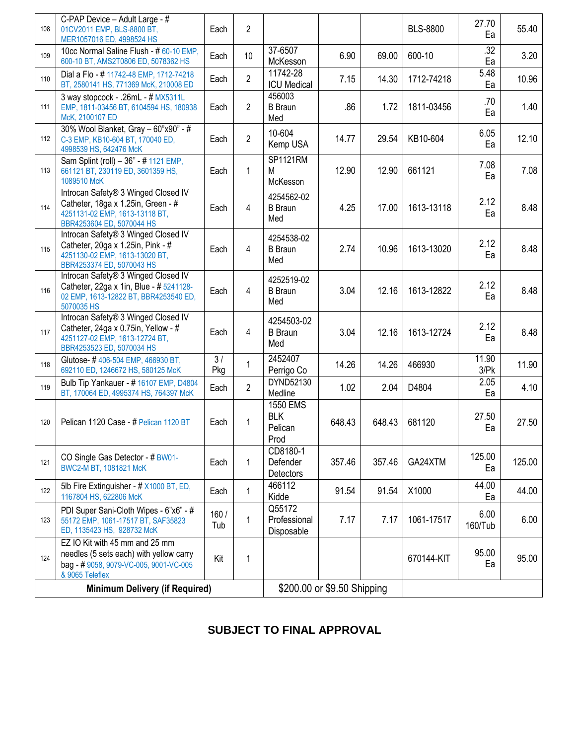| | | | | | | | | | |
|---|---|---|---|---|---|---|---|---|---|
| 108 | C-PAP Device – Adult Large - # 01CV2011 EMP, BLS-8800 BT, MER1057016 ED, 4998524 HS | Each | 2 | | | | BLS-8800 | 27.70 Ea | 55.40 |
| 109 | 10cc Normal Saline Flush - # 60-10 EMP, 600-10 BT, AMS2T0806 ED, 5078362 HS | Each | 10 | 37-6507 McKesson | 6.90 | 69.00 | 600-10 | .32 Ea | 3.20 |
| 110 | Dial a Flo - # 11742-48 EMP, 1712-74218 BT, 2580141 HS, 771369 McK, 210008 ED | Each | 2 | 11742-28 ICU Medical | 7.15 | 14.30 | 1712-74218 | 5.48 Ea | 10.96 |
| 111 | 3 way stopcock - .26mL - # MX5311L EMP, 1811-03456 BT, 6104594 HS, 180938 McK, 2100107 ED | Each | 2 | 456003 B Braun Med | .86 | 1.72 | 1811-03456 | .70 Ea | 1.40 |
| 112 | 30% Wool Blanket, Gray – 60"x90" - # C-3 EMP, KB10-604 BT, 170040 ED, 4998539 HS, 642476 McK | Each | 2 | 10-604 Kemp USA | 14.77 | 29.54 | KB10-604 | 6.05 Ea | 12.10 |
| 113 | Sam Splint (roll) – 36" - # 1121 EMP, 661121 BT, 230119 ED, 3601359 HS, 1089510 McK | Each | 1 | SP1121RM M McKesson | 12.90 | 12.90 | 661121 | 7.08 Ea | 7.08 |
| 114 | Introcan Safety® 3 Winged Closed IV Catheter, 18ga x 1.25in, Green - # 4251131-02 EMP, 1613-13118 BT, BBR4253604 ED, 5070044 HS | Each | 4 | 4254562-02 B Braun Med | 4.25 | 17.00 | 1613-13118 | 2.12 Ea | 8.48 |
| 115 | Introcan Safety® 3 Winged Closed IV Catheter, 20ga x 1.25in, Pink - # 4251130-02 EMP, 1613-13020 BT, BBR4253374 ED, 5070043 HS | Each | 4 | 4254538-02 B Braun Med | 2.74 | 10.96 | 1613-13020 | 2.12 Ea | 8.48 |
| 116 | Introcan Safety® 3 Winged Closed IV Catheter, 22ga x 1in, Blue - # 5241128-02 EMP, 1613-12822 BT, BBR4253540 ED, 5070035 HS | Each | 4 | 4252519-02 B Braun Med | 3.04 | 12.16 | 1613-12822 | 2.12 Ea | 8.48 |
| 117 | Introcan Safety® 3 Winged Closed IV Catheter, 24ga x 0.75in, Yellow - # 4251127-02 EMP, 1613-12724 BT, BBR4253523 ED, 5070034 HS | Each | 4 | 4254503-02 B Braun Med | 3.04 | 12.16 | 1613-12724 | 2.12 Ea | 8.48 |
| 118 | Glutose- # 406-504 EMP, 466930 BT, 692110 ED, 1246672 HS, 580125 McK | 3 / Pkg | 1 | 2452407 Perrigo Co | 14.26 | 14.26 | 466930 | 11.90 3/Pk | 11.90 |
| 119 | Bulb Tip Yankauer - # 16107 EMP, D4804 BT, 170064 ED, 4995374 HS, 764397 McK | Each | 2 | DYND52130 Medline | 1.02 | 2.04 | D4804 | 2.05 Ea | 4.10 |
| 120 | Pelican 1120 Case - # Pelican 1120 BT | Each | 1 | 1550 EMS BLK Pelican Prod | 648.43 | 648.43 | 681120 | 27.50 Ea | 27.50 |
| 121 | CO Single Gas Detector - # BW01-BWC2-M BT, 1081821 McK | Each | 1 | CD8180-1 Defender Detectors | 357.46 | 357.46 | GA24XTM | 125.00 Ea | 125.00 |
| 122 | 5lb Fire Extinguisher - # X1000 BT, ED, 1167804 HS, 622806 McK | Each | 1 | 466112 Kidde | 91.54 | 91.54 | X1000 | 44.00 Ea | 44.00 |
| 123 | PDI Super Sani-Cloth Wipes - 6"x6" - # 55172 EMP, 1061-17517 BT, SAF35823 ED, 1135423 HS, 928732 McK | 160 / Tub | 1 | Q55172 Professional Disposable | 7.17 | 7.17 | 1061-17517 | 6.00 160/Tub | 6.00 |
| 124 | EZ IO Kit with 45 mm and 25 mm needles (5 sets each) with yellow carry bag - # 9058, 9079-VC-005, 9001-VC-005 & 9065 Teleflex | Kit | 1 | | | | 670144-KIT | 95.00 Ea | 95.00 |
| **Minimum Delivery (if Required)** | | | | $200.00 or $9.50 Shipping | | | | | |

**SUBJECT TO FINAL APPROVAL**